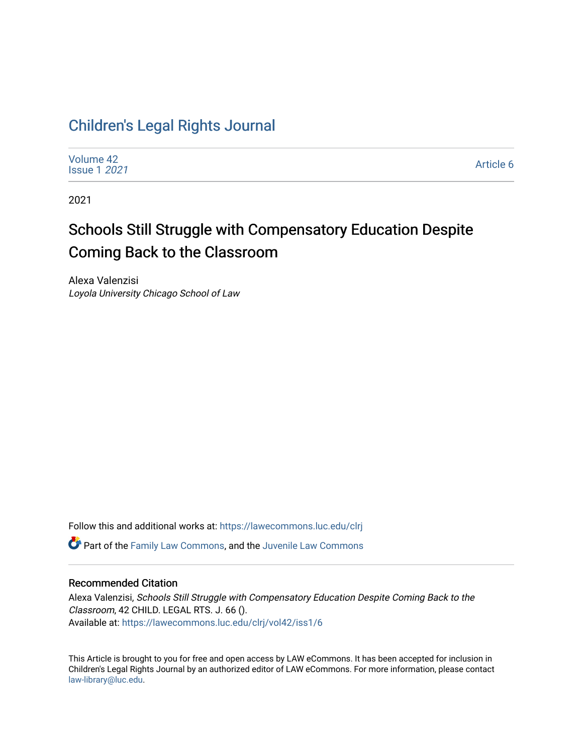# Children's Legal Rights Journal

Volume 42
Issue 1 *2021*

Article 6

2021

## Schools Still Struggle with Compensatory Education Despite Coming Back to the Classroom

Alexa Valenzisi
*Loyola University Chicago School of Law*

Follow this and additional works at: https://lawecommons.luc.edu/clrj

Part of the Family Law Commons, and the Juvenile Law Commons

### Recommended Citation

Alexa Valenzisi, *Schools Still Struggle with Compensatory Education Despite Coming Back to the Classroom*, 42 CHILD. LEGAL RTS. J. 66 ().
Available at: https://lawecommons.luc.edu/clrj/vol42/iss1/6

This Article is brought to you for free and open access by LAW eCommons. It has been accepted for inclusion in Children's Legal Rights Journal by an authorized editor of LAW eCommons. For more information, please contact law-library@luc.edu.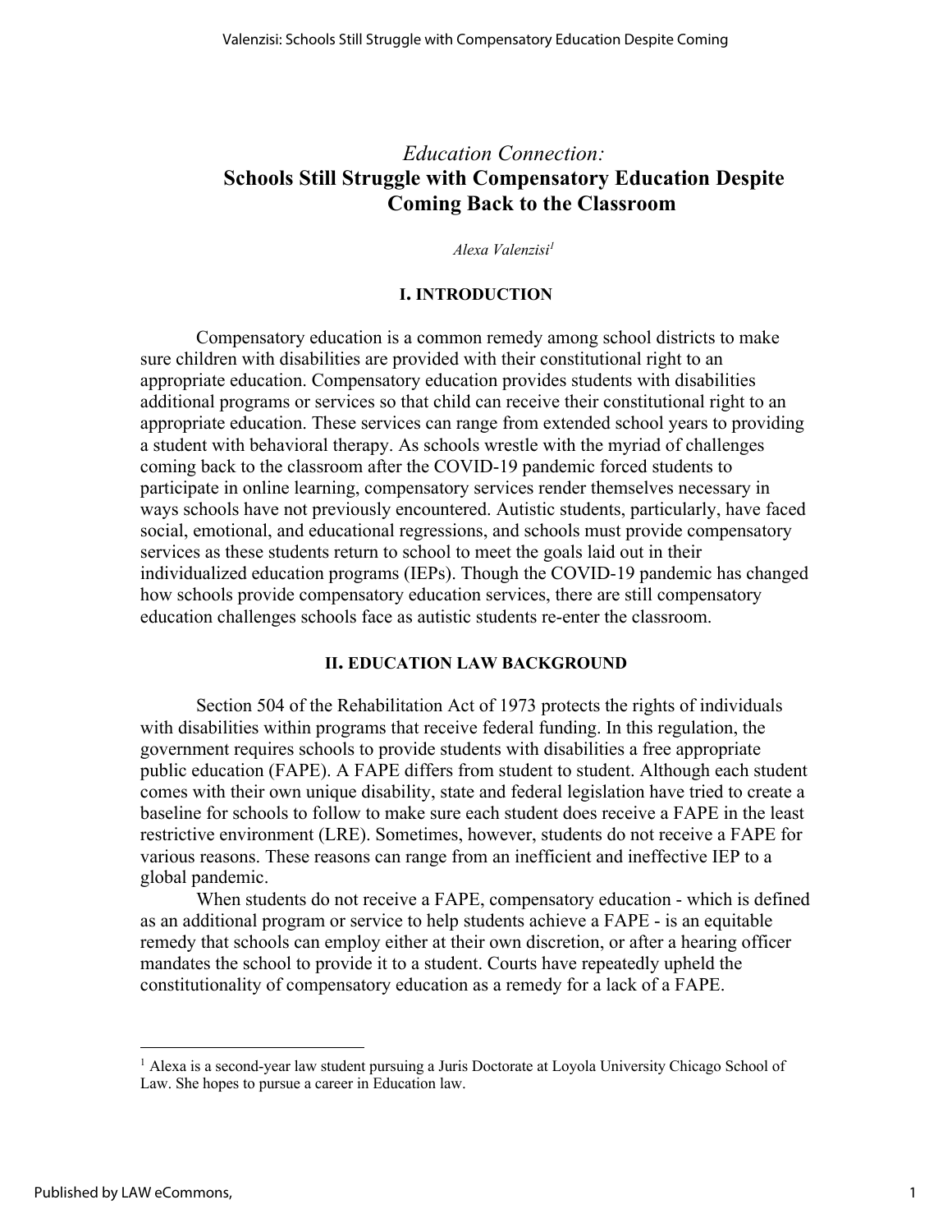*Education Connection:*

# Schools Still Struggle with Compensatory Education Despite Coming Back to the Classroom

*Alexa Valenzisi*[1]

## I. INTRODUCTION

Compensatory education is a common remedy among school districts to make sure children with disabilities are provided with their constitutional right to an appropriate education. Compensatory education provides students with disabilities additional programs or services so that child can receive their constitutional right to an appropriate education. These services can range from extended school years to providing a student with behavioral therapy. As schools wrestle with the myriad of challenges coming back to the classroom after the COVID-19 pandemic forced students to participate in online learning, compensatory services render themselves necessary in ways schools have not previously encountered. Autistic students, particularly, have faced social, emotional, and educational regressions, and schools must provide compensatory services as these students return to school to meet the goals laid out in their individualized education programs (IEPs). Though the COVID-19 pandemic has changed how schools provide compensatory education services, there are still compensatory education challenges schools face as autistic students re-enter the classroom.

## II. EDUCATION LAW BACKGROUND

Section 504 of the Rehabilitation Act of 1973 protects the rights of individuals with disabilities within programs that receive federal funding. In this regulation, the government requires schools to provide students with disabilities a free appropriate public education (FAPE). A FAPE differs from student to student. Although each student comes with their own unique disability, state and federal legislation have tried to create a baseline for schools to follow to make sure each student does receive a FAPE in the least restrictive environment (LRE). Sometimes, however, students do not receive a FAPE for various reasons. These reasons can range from an inefficient and ineffective IEP to a global pandemic.

When students do not receive a FAPE, compensatory education - which is defined as an additional program or service to help students achieve a FAPE - is an equitable remedy that schools can employ either at their own discretion, or after a hearing officer mandates the school to provide it to a student. Courts have repeatedly upheld the constitutionality of compensatory education as a remedy for a lack of a FAPE.

[1] Alexa is a second-year law student pursuing a Juris Doctorate at Loyola University Chicago School of Law. She hopes to pursue a career in Education law.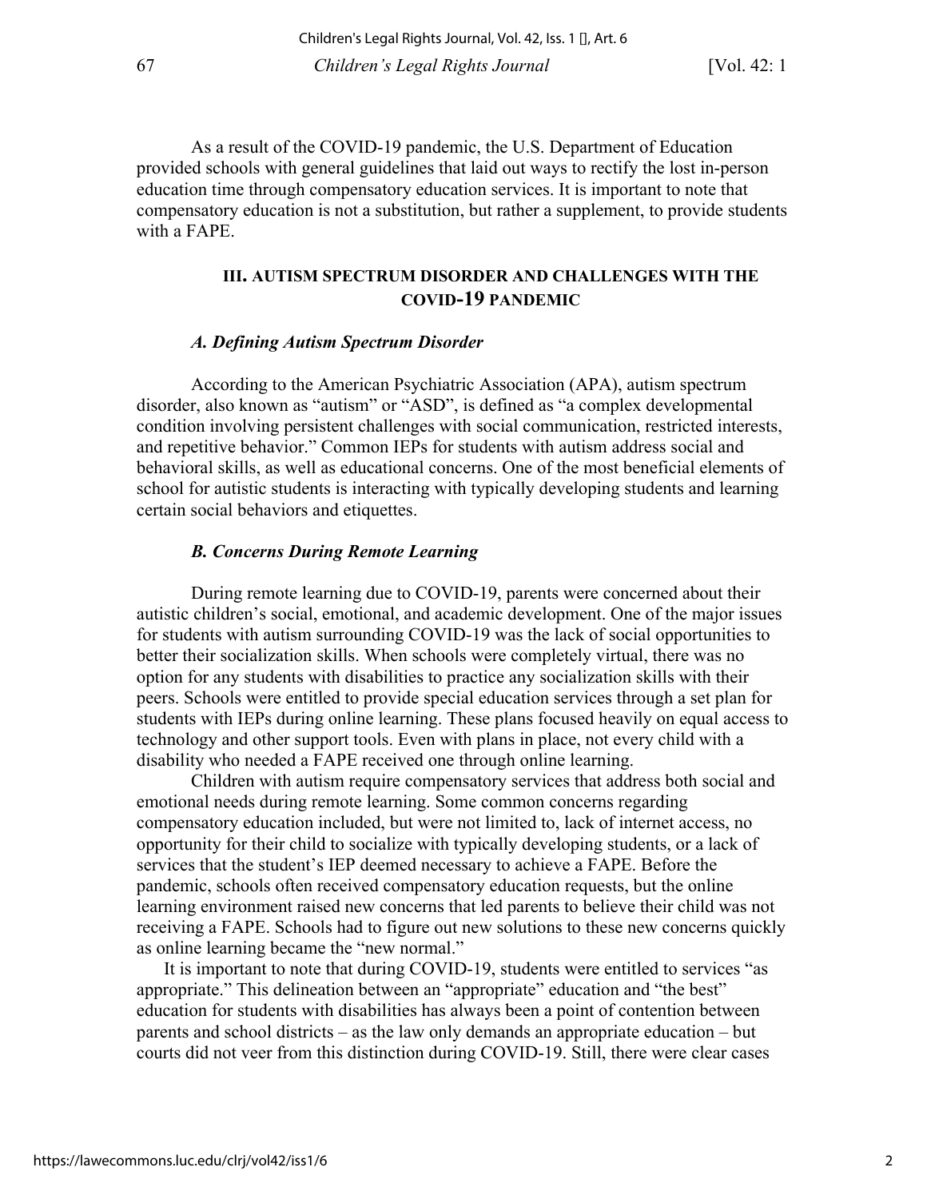As a result of the COVID-19 pandemic, the U.S. Department of Education provided schools with general guidelines that laid out ways to rectify the lost in-person education time through compensatory education services. It is important to note that compensatory education is not a substitution, but rather a supplement, to provide students with a FAPE.

## III. AUTISM SPECTRUM DISORDER AND CHALLENGES WITH THE COVID-19 PANDEMIC

### *A. Defining Autism Spectrum Disorder*

According to the American Psychiatric Association (APA), autism spectrum disorder, also known as "autism" or "ASD", is defined as "a complex developmental condition involving persistent challenges with social communication, restricted interests, and repetitive behavior." Common IEPs for students with autism address social and behavioral skills, as well as educational concerns. One of the most beneficial elements of school for autistic students is interacting with typically developing students and learning certain social behaviors and etiquettes.

### *B. Concerns During Remote Learning*

During remote learning due to COVID-19, parents were concerned about their autistic children's social, emotional, and academic development. One of the major issues for students with autism surrounding COVID-19 was the lack of social opportunities to better their socialization skills. When schools were completely virtual, there was no option for any students with disabilities to practice any socialization skills with their peers. Schools were entitled to provide special education services through a set plan for students with IEPs during online learning. These plans focused heavily on equal access to technology and other support tools. Even with plans in place, not every child with a disability who needed a FAPE received one through online learning.

Children with autism require compensatory services that address both social and emotional needs during remote learning. Some common concerns regarding compensatory education included, but were not limited to, lack of internet access, no opportunity for their child to socialize with typically developing students, or a lack of services that the student's IEP deemed necessary to achieve a FAPE. Before the pandemic, schools often received compensatory education requests, but the online learning environment raised new concerns that led parents to believe their child was not receiving a FAPE. Schools had to figure out new solutions to these new concerns quickly as online learning became the "new normal."

It is important to note that during COVID-19, students were entitled to services "as appropriate." This delineation between an "appropriate" education and "the best" education for students with disabilities has always been a point of contention between parents and school districts – as the law only demands an appropriate education – but courts did not veer from this distinction during COVID-19. Still, there were clear cases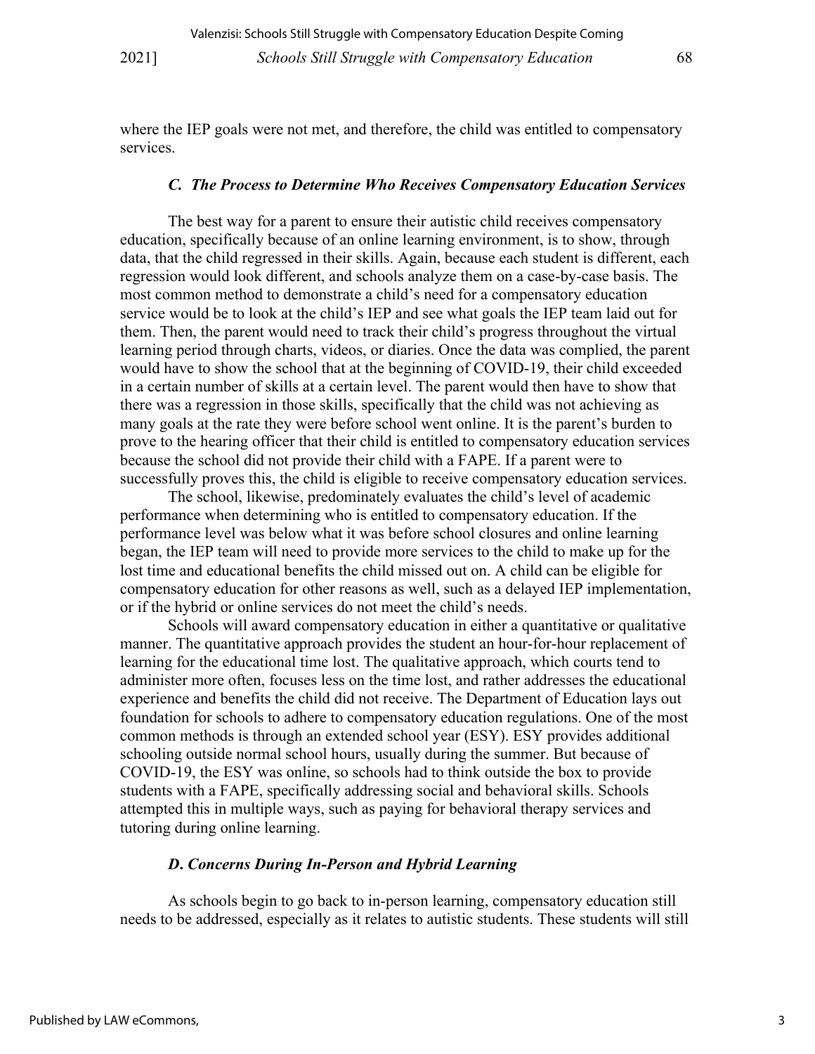where the IEP goals were not met, and therefore, the child was entitled to compensatory services.

### *C. The Process to Determine Who Receives Compensatory Education Services*

The best way for a parent to ensure their autistic child receives compensatory education, specifically because of an online learning environment, is to show, through data, that the child regressed in their skills. Again, because each student is different, each regression would look different, and schools analyze them on a case-by-case basis. The most common method to demonstrate a child's need for a compensatory education service would be to look at the child's IEP and see what goals the IEP team laid out for them. Then, the parent would need to track their child's progress throughout the virtual learning period through charts, videos, or diaries. Once the data was complied, the parent would have to show the school that at the beginning of COVID-19, their child exceeded in a certain number of skills at a certain level. The parent would then have to show that there was a regression in those skills, specifically that the child was not achieving as many goals at the rate they were before school went online. It is the parent's burden to prove to the hearing officer that their child is entitled to compensatory education services because the school did not provide their child with a FAPE. If a parent were to successfully proves this, the child is eligible to receive compensatory education services.

The school, likewise, predominately evaluates the child's level of academic performance when determining who is entitled to compensatory education. If the performance level was below what it was before school closures and online learning began, the IEP team will need to provide more services to the child to make up for the lost time and educational benefits the child missed out on. A child can be eligible for compensatory education for other reasons as well, such as a delayed IEP implementation, or if the hybrid or online services do not meet the child's needs.

Schools will award compensatory education in either a quantitative or qualitative manner. The quantitative approach provides the student an hour-for-hour replacement of learning for the educational time lost. The qualitative approach, which courts tend to administer more often, focuses less on the time lost, and rather addresses the educational experience and benefits the child did not receive. The Department of Education lays out foundation for schools to adhere to compensatory education regulations. One of the most common methods is through an extended school year (ESY). ESY provides additional schooling outside normal school hours, usually during the summer. But because of COVID-19, the ESY was online, so schools had to think outside the box to provide students with a FAPE, specifically addressing social and behavioral skills. Schools attempted this in multiple ways, such as paying for behavioral therapy services and tutoring during online learning.

### *D. Concerns During In-Person and Hybrid Learning*

As schools begin to go back to in-person learning, compensatory education still needs to be addressed, especially as it relates to autistic students. These students will still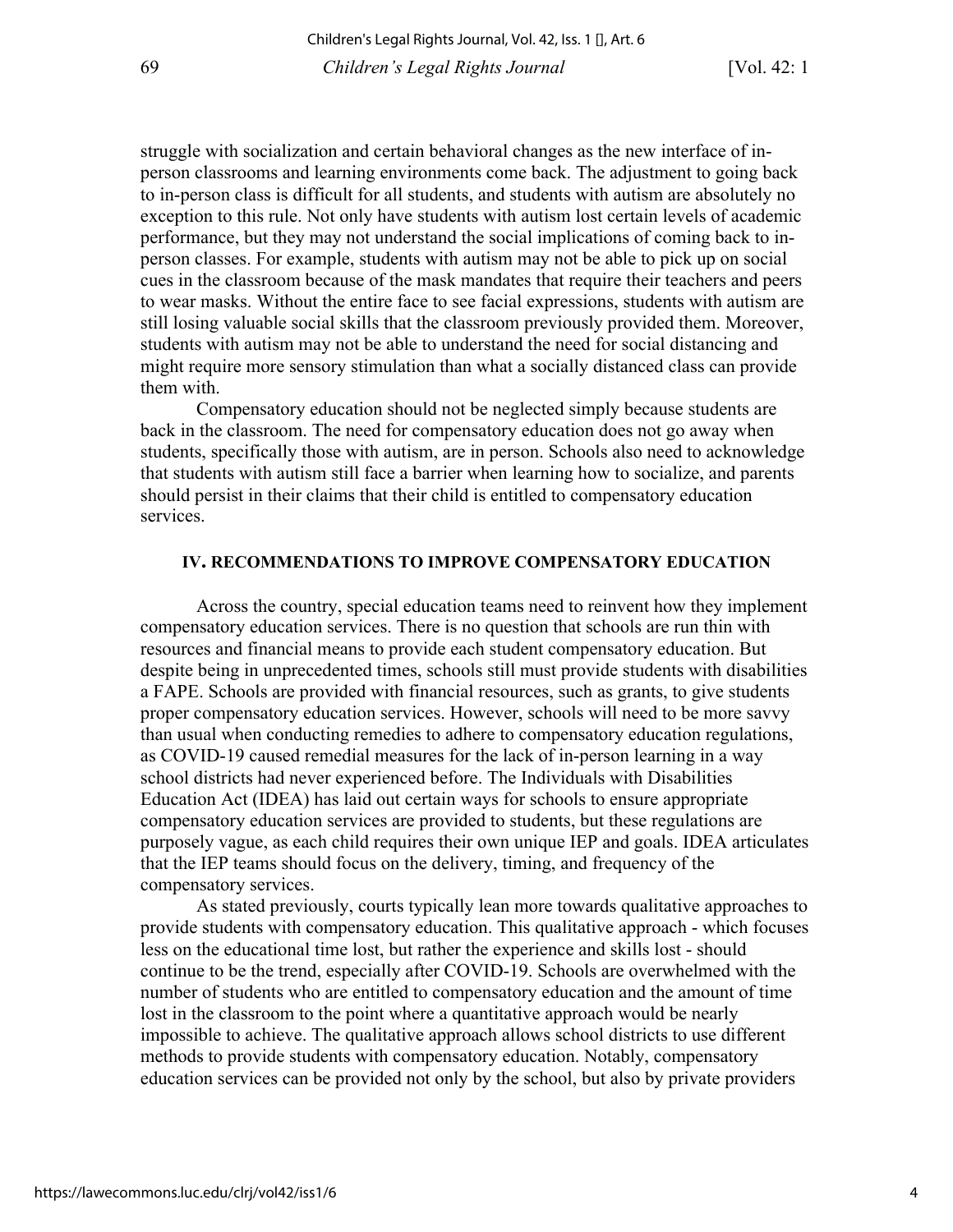struggle with socialization and certain behavioral changes as the new interface of in-person classrooms and learning environments come back. The adjustment to going back to in-person class is difficult for all students, and students with autism are absolutely no exception to this rule. Not only have students with autism lost certain levels of academic performance, but they may not understand the social implications of coming back to in-person classes. For example, students with autism may not be able to pick up on social cues in the classroom because of the mask mandates that require their teachers and peers to wear masks. Without the entire face to see facial expressions, students with autism are still losing valuable social skills that the classroom previously provided them. Moreover, students with autism may not be able to understand the need for social distancing and might require more sensory stimulation than what a socially distanced class can provide them with.

Compensatory education should not be neglected simply because students are back in the classroom. The need for compensatory education does not go away when students, specifically those with autism, are in person. Schools also need to acknowledge that students with autism still face a barrier when learning how to socialize, and parents should persist in their claims that their child is entitled to compensatory education services.

## IV. RECOMMENDATIONS TO IMPROVE COMPENSATORY EDUCATION

Across the country, special education teams need to reinvent how they implement compensatory education services. There is no question that schools are run thin with resources and financial means to provide each student compensatory education. But despite being in unprecedented times, schools still must provide students with disabilities a FAPE. Schools are provided with financial resources, such as grants, to give students proper compensatory education services. However, schools will need to be more savvy than usual when conducting remedies to adhere to compensatory education regulations, as COVID-19 caused remedial measures for the lack of in-person learning in a way school districts had never experienced before. The Individuals with Disabilities Education Act (IDEA) has laid out certain ways for schools to ensure appropriate compensatory education services are provided to students, but these regulations are purposely vague, as each child requires their own unique IEP and goals. IDEA articulates that the IEP teams should focus on the delivery, timing, and frequency of the compensatory services.

As stated previously, courts typically lean more towards qualitative approaches to provide students with compensatory education. This qualitative approach - which focuses less on the educational time lost, but rather the experience and skills lost - should continue to be the trend, especially after COVID-19. Schools are overwhelmed with the number of students who are entitled to compensatory education and the amount of time lost in the classroom to the point where a quantitative approach would be nearly impossible to achieve. The qualitative approach allows school districts to use different methods to provide students with compensatory education. Notably, compensatory education services can be provided not only by the school, but also by private providers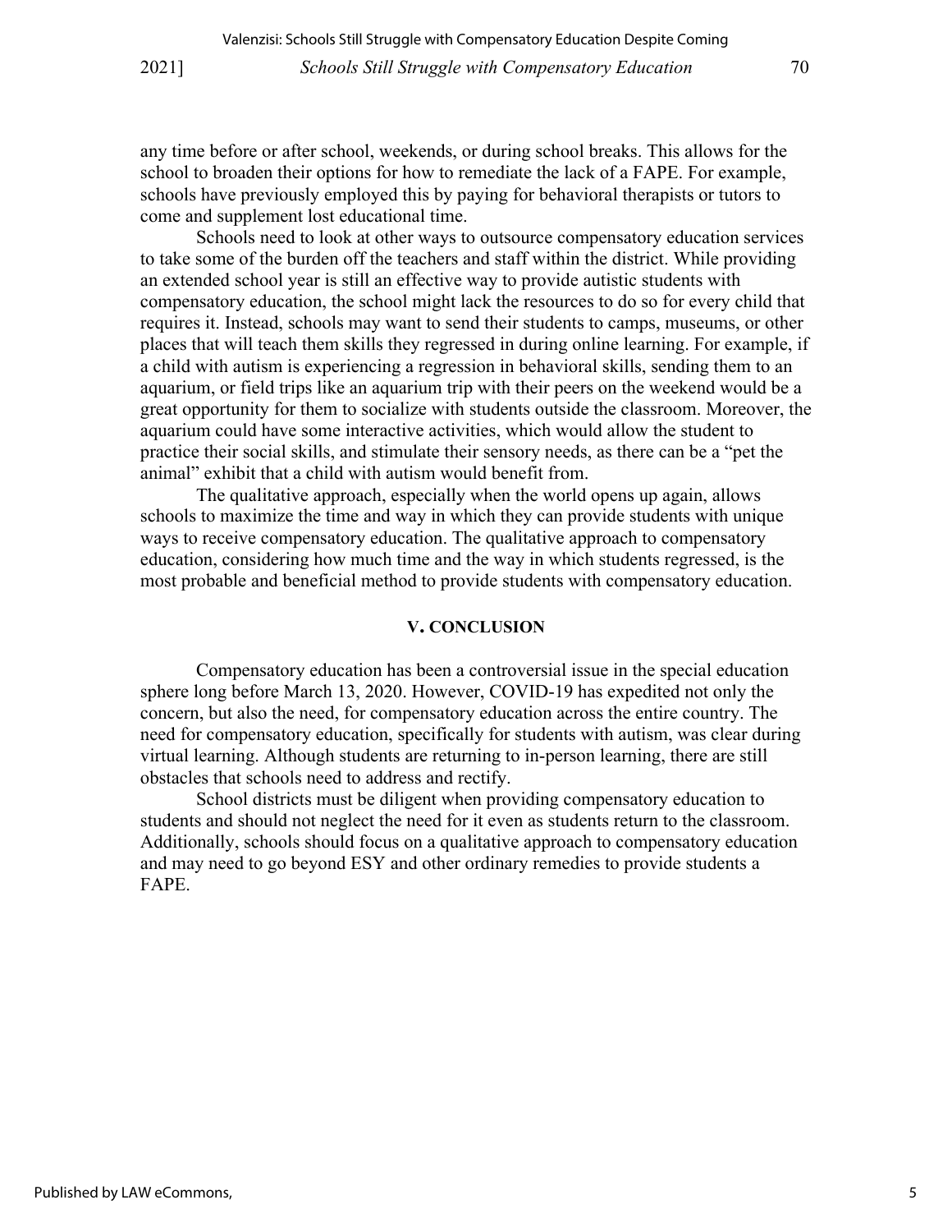any time before or after school, weekends, or during school breaks. This allows for the school to broaden their options for how to remediate the lack of a FAPE. For example, schools have previously employed this by paying for behavioral therapists or tutors to come and supplement lost educational time.

Schools need to look at other ways to outsource compensatory education services to take some of the burden off the teachers and staff within the district. While providing an extended school year is still an effective way to provide autistic students with compensatory education, the school might lack the resources to do so for every child that requires it. Instead, schools may want to send their students to camps, museums, or other places that will teach them skills they regressed in during online learning. For example, if a child with autism is experiencing a regression in behavioral skills, sending them to an aquarium, or field trips like an aquarium trip with their peers on the weekend would be a great opportunity for them to socialize with students outside the classroom. Moreover, the aquarium could have some interactive activities, which would allow the student to practice their social skills, and stimulate their sensory needs, as there can be a "pet the animal" exhibit that a child with autism would benefit from.

The qualitative approach, especially when the world opens up again, allows schools to maximize the time and way in which they can provide students with unique ways to receive compensatory education. The qualitative approach to compensatory education, considering how much time and the way in which students regressed, is the most probable and beneficial method to provide students with compensatory education.

## V. CONCLUSION

Compensatory education has been a controversial issue in the special education sphere long before March 13, 2020. However, COVID-19 has expedited not only the concern, but also the need, for compensatory education across the entire country. The need for compensatory education, specifically for students with autism, was clear during virtual learning. Although students are returning to in-person learning, there are still obstacles that schools need to address and rectify.

School districts must be diligent when providing compensatory education to students and should not neglect the need for it even as students return to the classroom. Additionally, schools should focus on a qualitative approach to compensatory education and may need to go beyond ESY and other ordinary remedies to provide students a FAPE.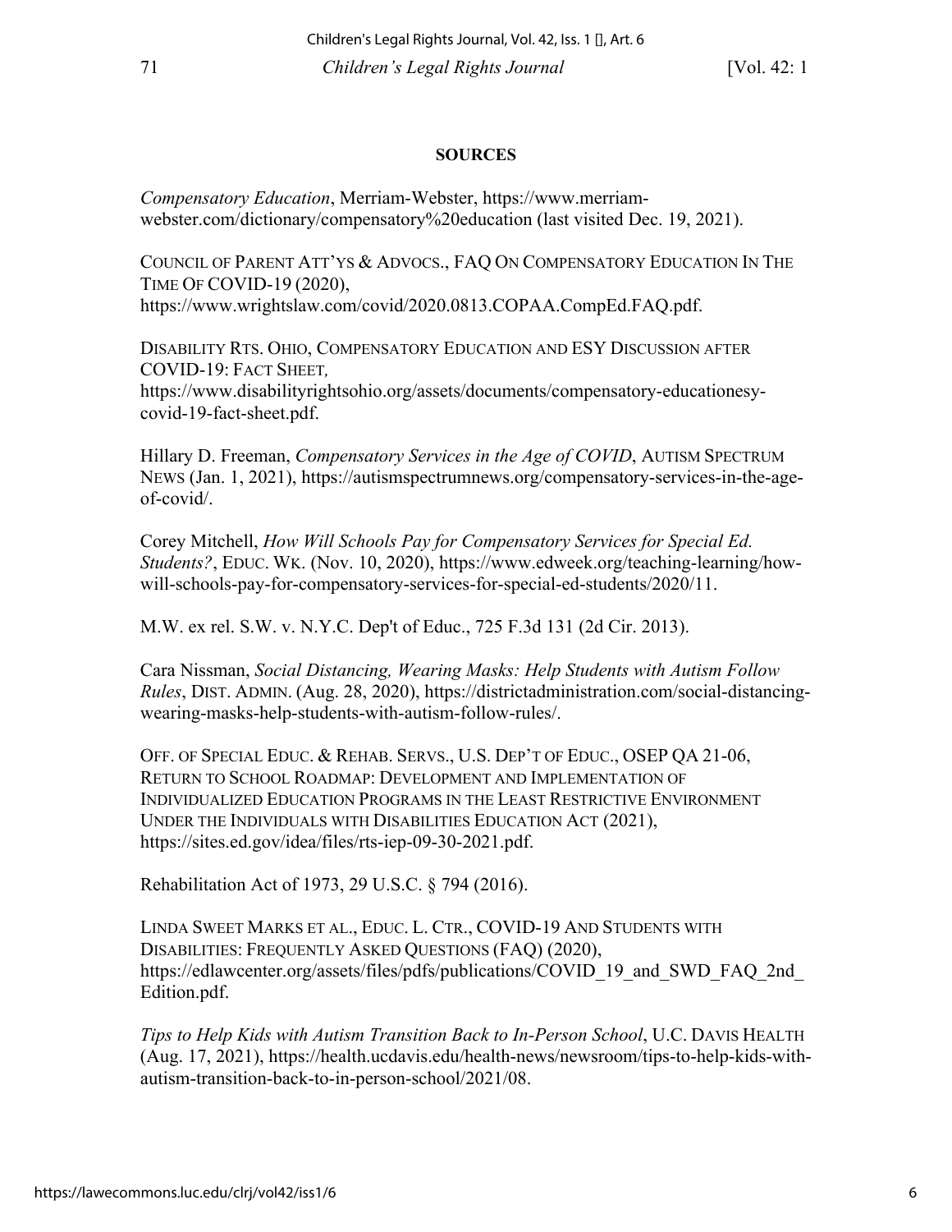**SOURCES**

*Compensatory Education*, Merriam-Webster, https://www.merriam-webster.com/dictionary/compensatory%20education (last visited Dec. 19, 2021).

COUNCIL OF PARENT ATT'YS & ADVOCS., FAQ ON COMPENSATORY EDUCATION IN THE TIME OF COVID-19 (2020), https://www.wrightslaw.com/covid/2020.0813.COPAA.CompEd.FAQ.pdf.

DISABILITY RTS. OHIO, COMPENSATORY EDUCATION AND ESY DISCUSSION AFTER COVID-19: FACT SHEET, https://www.disabilityrightsohio.org/assets/documents/compensatory-educationesy-covid-19-fact-sheet.pdf.

Hillary D. Freeman, *Compensatory Services in the Age of COVID*, AUTISM SPECTRUM NEWS (Jan. 1, 2021), https://autismspectrumnews.org/compensatory-services-in-the-age-of-covid/.

Corey Mitchell, *How Will Schools Pay for Compensatory Services for Special Ed. Students?*, EDUC. WK. (Nov. 10, 2020), https://www.edweek.org/teaching-learning/how-will-schools-pay-for-compensatory-services-for-special-ed-students/2020/11.

M.W. ex rel. S.W. v. N.Y.C. Dep't of Educ., 725 F.3d 131 (2d Cir. 2013).

Cara Nissman, *Social Distancing, Wearing Masks: Help Students with Autism Follow Rules*, DIST. ADMIN. (Aug. 28, 2020), https://districtadministration.com/social-distancing-wearing-masks-help-students-with-autism-follow-rules/.

OFF. OF SPECIAL EDUC. & REHAB. SERVS., U.S. DEP'T OF EDUC., OSEP QA 21-06, RETURN TO SCHOOL ROADMAP: DEVELOPMENT AND IMPLEMENTATION OF INDIVIDUALIZED EDUCATION PROGRAMS IN THE LEAST RESTRICTIVE ENVIRONMENT UNDER THE INDIVIDUALS WITH DISABILITIES EDUCATION ACT (2021), https://sites.ed.gov/idea/files/rts-iep-09-30-2021.pdf.

Rehabilitation Act of 1973, 29 U.S.C. § 794 (2016).

LINDA SWEET MARKS ET AL., EDUC. L. CTR., COVID-19 AND STUDENTS WITH DISABILITIES: FREQUENTLY ASKED QUESTIONS (FAQ) (2020), https://edlawcenter.org/assets/files/pdfs/publications/COVID_19_and_SWD_FAQ_2nd_Edition.pdf.

*Tips to Help Kids with Autism Transition Back to In-Person School*, U.C. DAVIS HEALTH (Aug. 17, 2021), https://health.ucdavis.edu/health-news/newsroom/tips-to-help-kids-with-autism-transition-back-to-in-person-school/2021/08.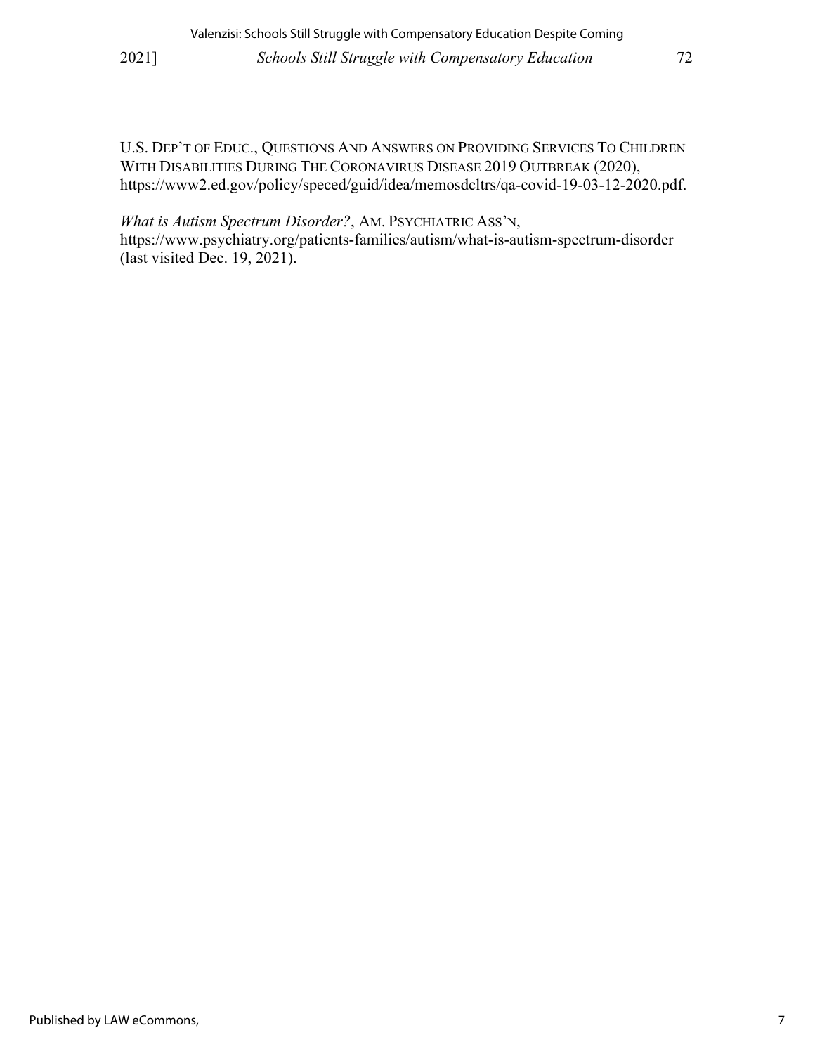U.S. DEP'T OF EDUC., QUESTIONS AND ANSWERS ON PROVIDING SERVICES TO CHILDREN WITH DISABILITIES DURING THE CORONAVIRUS DISEASE 2019 OUTBREAK (2020), https://www2.ed.gov/policy/speced/guid/idea/memosdcltrs/qa-covid-19-03-12-2020.pdf.

*What is Autism Spectrum Disorder?*, AM. PSYCHIATRIC ASS'N, https://www.psychiatry.org/patients-families/autism/what-is-autism-spectrum-disorder (last visited Dec. 19, 2021).